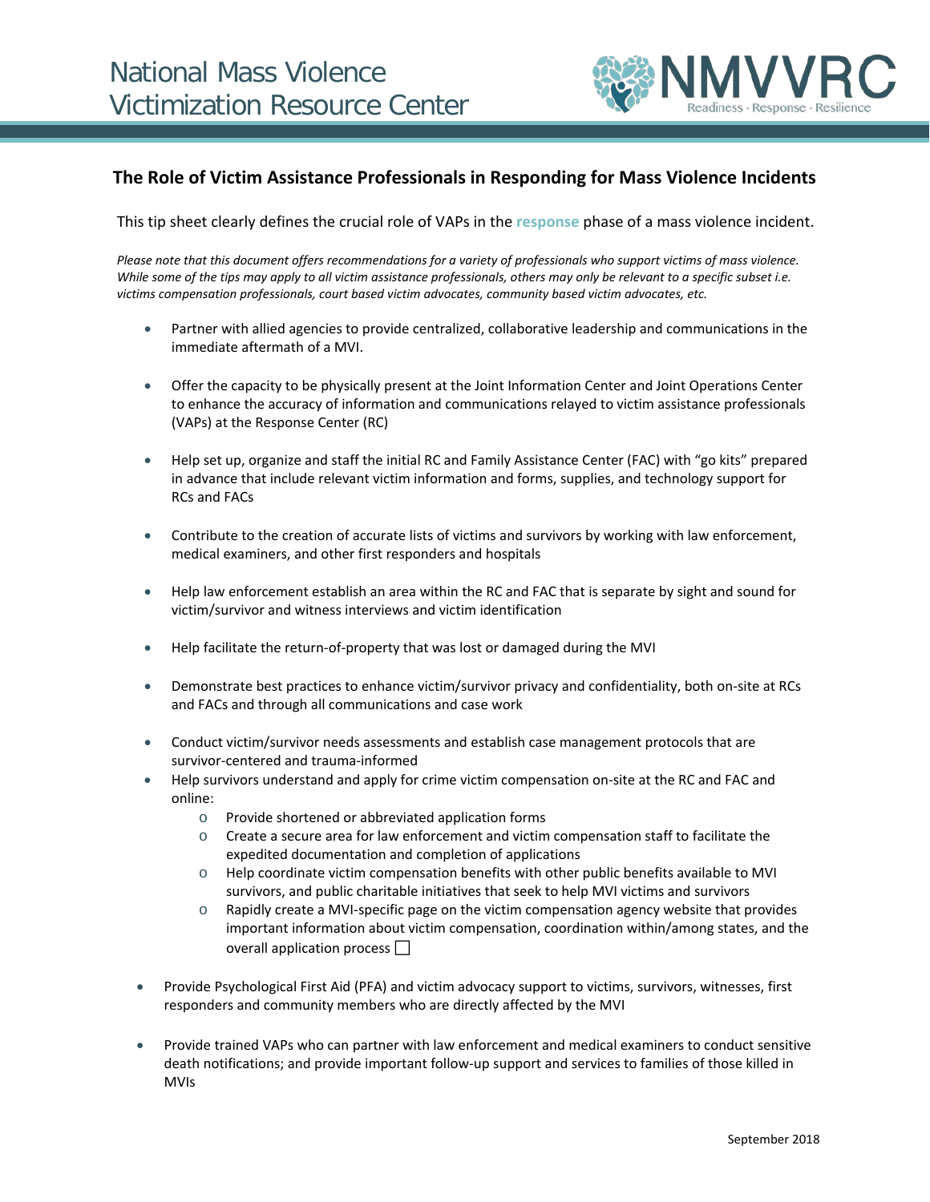# National Mass Violence Victimization Resource Center

NMVVRC Readiness · Response · Resilience

## The Role of Victim Assistance Professionals in Responding for Mass Violence Incidents

This tip sheet clearly defines the crucial role of VAPs in the **response** phase of a mass violence incident.

*Please note that this document offers recommendations for a variety of professionals who support victims of mass violence. While some of the tips may apply to all victim assistance professionals, others may only be relevant to a specific subset i.e. victims compensation professionals, court based victim advocates, community based victim advocates, etc.*

- Partner with allied agencies to provide centralized, collaborative leadership and communications in the immediate aftermath of a MVI.
- Offer the capacity to be physically present at the Joint Information Center and Joint Operations Center to enhance the accuracy of information and communications relayed to victim assistance professionals (VAPs) at the Response Center (RC)
- Help set up, organize and staff the initial RC and Family Assistance Center (FAC) with "go kits" prepared in advance that include relevant victim information and forms, supplies, and technology support for RCs and FACs
- Contribute to the creation of accurate lists of victims and survivors by working with law enforcement, medical examiners, and other first responders and hospitals
- Help law enforcement establish an area within the RC and FAC that is separate by sight and sound for victim/survivor and witness interviews and victim identification
- Help facilitate the return-of-property that was lost or damaged during the MVI
- Demonstrate best practices to enhance victim/survivor privacy and confidentiality, both on-site at RCs and FACs and through all communications and case work
- Conduct victim/survivor needs assessments and establish case management protocols that are survivor-centered and trauma-informed
- Help survivors understand and apply for crime victim compensation on-site at the RC and FAC and online:
  - Provide shortened or abbreviated application forms
  - Create a secure area for law enforcement and victim compensation staff to facilitate the expedited documentation and completion of applications
  - Help coordinate victim compensation benefits with other public benefits available to MVI survivors, and public charitable initiatives that seek to help MVI victims and survivors
  - Rapidly create a MVI-specific page on the victim compensation agency website that provides important information about victim compensation, coordination within/among states, and the overall application process
- Provide Psychological First Aid (PFA) and victim advocacy support to victims, survivors, witnesses, first responders and community members who are directly affected by the MVI
- Provide trained VAPs who can partner with law enforcement and medical examiners to conduct sensitive death notifications; and provide important follow-up support and services to families of those killed in MVIs

September 2018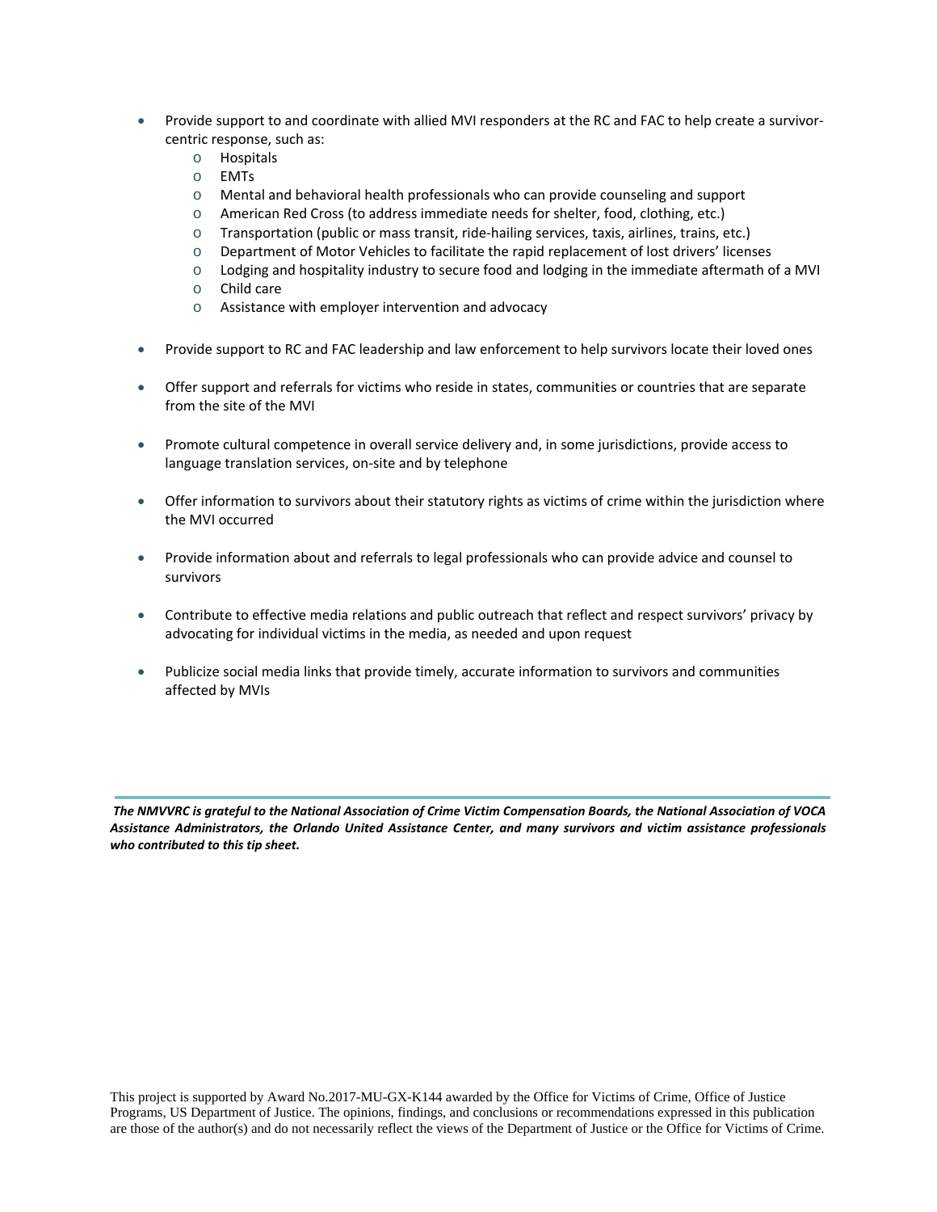- Provide support to and coordinate with allied MVI responders at the RC and FAC to help create a survivor-centric response, such as:
  - Hospitals
  - EMTs
  - Mental and behavioral health professionals who can provide counseling and support
  - American Red Cross (to address immediate needs for shelter, food, clothing, etc.)
  - Transportation (public or mass transit, ride-hailing services, taxis, airlines, trains, etc.)
  - Department of Motor Vehicles to facilitate the rapid replacement of lost drivers' licenses
  - Lodging and hospitality industry to secure food and lodging in the immediate aftermath of a MVI
  - Child care
  - Assistance with employer intervention and advocacy

- Provide support to RC and FAC leadership and law enforcement to help survivors locate their loved ones

- Offer support and referrals for victims who reside in states, communities or countries that are separate from the site of the MVI

- Promote cultural competence in overall service delivery and, in some jurisdictions, provide access to language translation services, on-site and by telephone

- Offer information to survivors about their statutory rights as victims of crime within the jurisdiction where the MVI occurred

- Provide information about and referrals to legal professionals who can provide advice and counsel to survivors

- Contribute to effective media relations and public outreach that reflect and respect survivors' privacy by advocating for individual victims in the media, as needed and upon request

- Publicize social media links that provide timely, accurate information to survivors and communities affected by MVIs

---

***The NMVVRC is grateful to the National Association of Crime Victim Compensation Boards, the National Association of VOCA Assistance Administrators, the Orlando United Assistance Center, and many survivors and victim assistance professionals who contributed to this tip sheet.***

This project is supported by Award No.2017-MU-GX-K144 awarded by the Office for Victims of Crime, Office of Justice Programs, US Department of Justice. The opinions, findings, and conclusions or recommendations expressed in this publication are those of the author(s) and do not necessarily reflect the views of the Department of Justice or the Office for Victims of Crime.